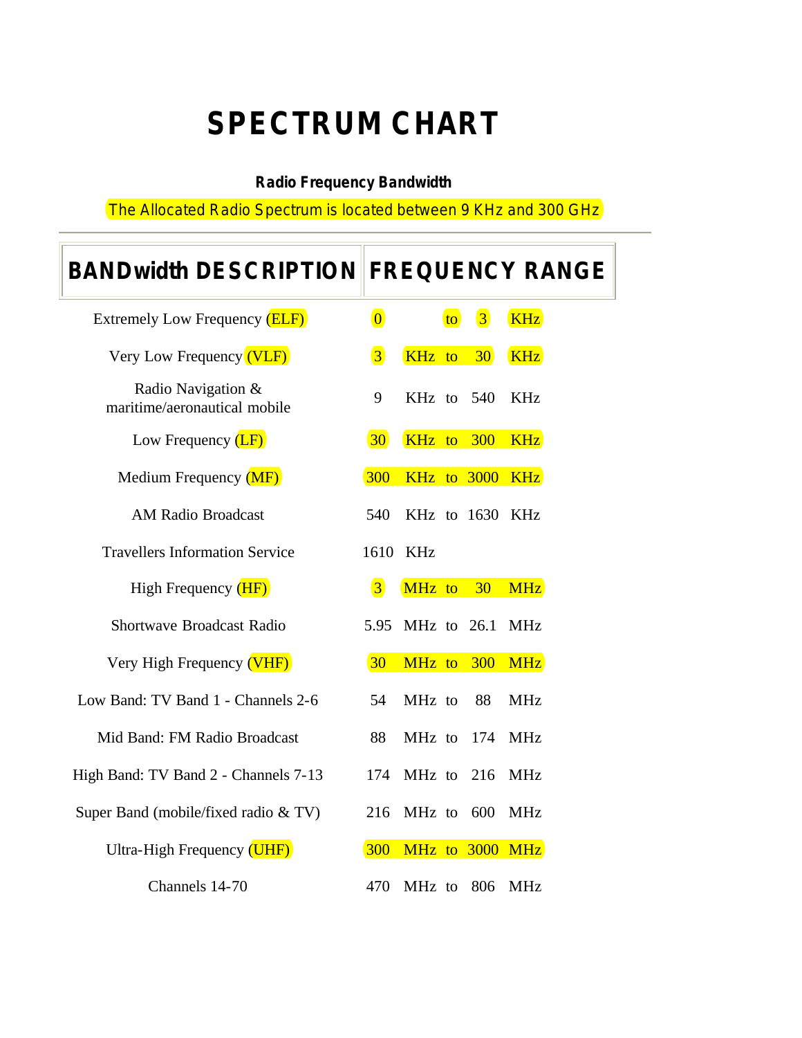# SPECTRUM CHART

**Radio Frequency Bandwidth**

The Allocated Radio Spectrum is located between 9 KHz and 300 GHz

| BANDwidth DESCRIPTION | FREQUENCY RANGE |
|---|---|
| Extremely Low Frequency (ELF) | 0 to 3 KHz |
| Very Low Frequency (VLF) | 3 KHz to 30 KHz |
| Radio Navigation & maritime/aeronautical mobile | 9 KHz to 540 KHz |
| Low Frequency (LF) | 30 KHz to 300 KHz |
| Medium Frequency (MF) | 300 KHz to 3000 KHz |
| AM Radio Broadcast | 540 KHz to 1630 KHz |
| Travellers Information Service | 1610 KHz |
| High Frequency (HF) | 3 MHz to 30 MHz |
| Shortwave Broadcast Radio | 5.95 MHz to 26.1 MHz |
| Very High Frequency (VHF) | 30 MHz to 300 MHz |
| Low Band: TV Band 1 - Channels 2-6 | 54 MHz to 88 MHz |
| Mid Band: FM Radio Broadcast | 88 MHz to 174 MHz |
| High Band: TV Band 2 - Channels 7-13 | 174 MHz to 216 MHz |
| Super Band (mobile/fixed radio & TV) | 216 MHz to 600 MHz |
| Ultra-High Frequency (UHF) | 300 MHz to 3000 MHz |
| Channels 14-70 | 470 MHz to 806 MHz |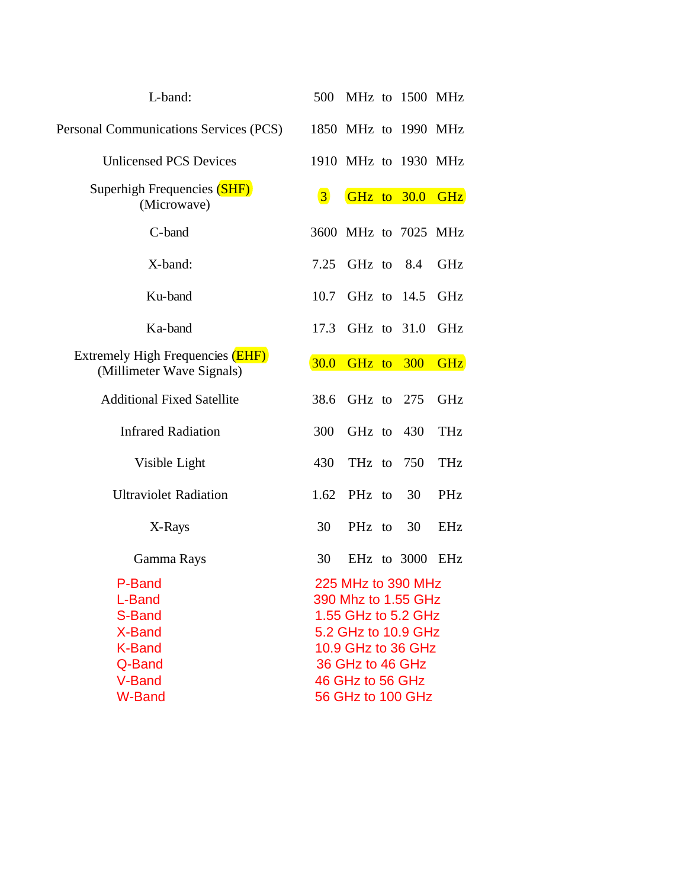| | | | | | |
|---|---|---|---|---|---|
| L-band: | 500 | MHz | to | 1500 | MHz |
| Personal Communications Services (PCS) | 1850 | MHz | to | 1990 | MHz |
| Unlicensed PCS Devices | 1910 | MHz | to | 1930 | MHz |
| Superhigh Frequencies (SHF) (Microwave) | 3 | GHz | to | 30.0 | GHz |
| C-band | 3600 | MHz | to | 7025 | MHz |
| X-band: | 7.25 | GHz | to | 8.4 | GHz |
| Ku-band | 10.7 | GHz | to | 14.5 | GHz |
| Ka-band | 17.3 | GHz | to | 31.0 | GHz |
| Extremely High Frequencies (EHF) (Millimeter Wave Signals) | 30.0 | GHz | to | 300 | GHz |
| Additional Fixed Satellite | 38.6 | GHz | to | 275 | GHz |
| Infrared Radiation | 300 | GHz | to | 430 | THz |
| Visible Light | 430 | THz | to | 750 | THz |
| Ultraviolet Radiation | 1.62 | PHz | to | 30 | PHz |
| X-Rays | 30 | PHz | to | 30 | EHz |
| Gamma Rays | 30 | EHz | to | 3000 | EHz |

| | |
|---|---|
| P-Band | 225 MHz to 390 MHz |
| L-Band | 390 Mhz to 1.55 GHz |
| S-Band | 1.55 GHz to 5.2 GHz |
| X-Band | 5.2 GHz to 10.9 GHz |
| K-Band | 10.9 GHz to 36 GHz |
| Q-Band | 36 GHz to 46 GHz |
| V-Band | 46 GHz to 56 GHz |
| W-Band | 56 GHz to 100 GHz |